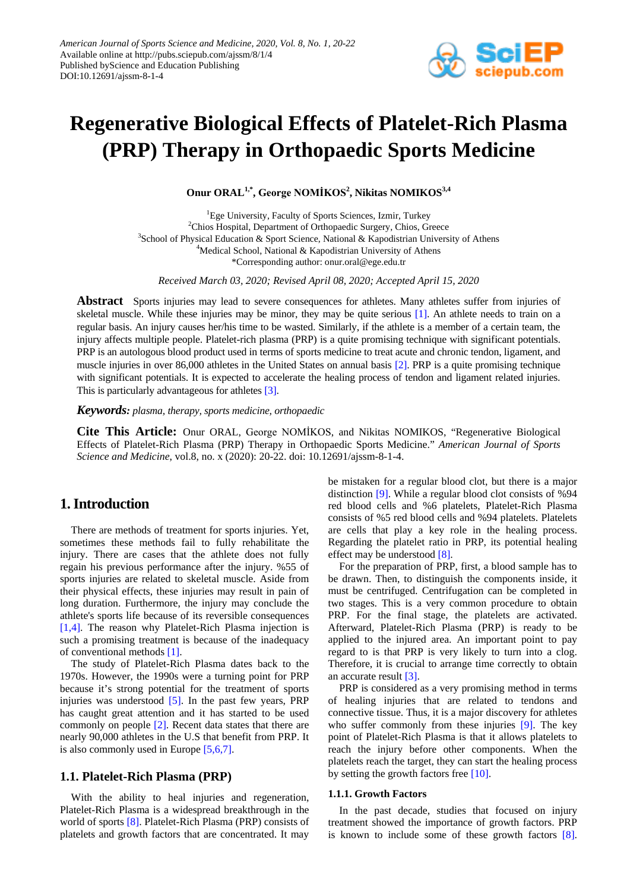# Regenerative Biological Effects of Platelet-Rich Plasma (PRP) Therapy in Orthopaedic Sports Medicine

**Onur ORAL[1,*], George NOMİKOS[2], Nikitas NOMIKOS[3,4]**

[1]Ege University, Faculty of Sports Sciences, Izmir, Turkey
[2]Chios Hospital, Department of Orthopaedic Surgery, Chios, Greece
[3]School of Physical Education & Sport Science, National & Kapodistrian University of Athens
[4]Medical School, National & Kapodistrian University of Athens
*Corresponding author: onur.oral@ege.edu.tr

*Received March 03, 2020; Revised April 08, 2020; Accepted April 15, 2020*

**Abstract** Sports injuries may lead to severe consequences for athletes. Many athletes suffer from injuries of skeletal muscle. While these injuries may be minor, they may be quite serious [1]. An athlete needs to train on a regular basis. An injury causes her/his time to be wasted. Similarly, if the athlete is a member of a certain team, the injury affects multiple people. Platelet-rich plasma (PRP) is a quite promising technique with significant potentials. PRP is an autologous blood product used in terms of sports medicine to treat acute and chronic tendon, ligament, and muscle injuries in over 86,000 athletes in the United States on annual basis [2]. PRP is a quite promising technique with significant potentials. It is expected to accelerate the healing process of tendon and ligament related injuries. This is particularly advantageous for athletes [3].

***Keywords:*** *plasma, therapy, sports medicine, orthopaedic*

**Cite This Article:** Onur ORAL, George NOMİKOS, and Nikitas NOMIKOS, "Regenerative Biological Effects of Platelet-Rich Plasma (PRP) Therapy in Orthopaedic Sports Medicine." *American Journal of Sports Science and Medicine*, vol.8, no. x (2020): 20-22. doi: 10.12691/ajssm-8-1-4.

## 1. Introduction

There are methods of treatment for sports injuries. Yet, sometimes these methods fail to fully rehabilitate the injury. There are cases that the athlete does not fully regain his previous performance after the injury. %55 of sports injuries are related to skeletal muscle. Aside from their physical effects, these injuries may result in pain of long duration. Furthermore, the injury may conclude the athlete's sports life because of its reversible consequences [1,4]. The reason why Platelet-Rich Plasma injection is such a promising treatment is because of the inadequacy of conventional methods [1].

The study of Platelet-Rich Plasma dates back to the 1970s. However, the 1990s were a turning point for PRP because it's strong potential for the treatment of sports injuries was understood [5]. In the past few years, PRP has caught great attention and it has started to be used commonly on people [2]. Recent data states that there are nearly 90,000 athletes in the U.S that benefit from PRP. It is also commonly used in Europe [5,6,7].

### 1.1. Platelet-Rich Plasma (PRP)

With the ability to heal injuries and regeneration, Platelet-Rich Plasma is a widespread breakthrough in the world of sports [8]. Platelet-Rich Plasma (PRP) consists of platelets and growth factors that are concentrated. It may be mistaken for a regular blood clot, but there is a major distinction [9]. While a regular blood clot consists of %94 red blood cells and %6 platelets, Platelet-Rich Plasma consists of %5 red blood cells and %94 platelets. Platelets are cells that play a key role in the healing process. Regarding the platelet ratio in PRP, its potential healing effect may be understood [8].

For the preparation of PRP, first, a blood sample has to be drawn. Then, to distinguish the components inside, it must be centrifuged. Centrifugation can be completed in two stages. This is a very common procedure to obtain PRP. For the final stage, the platelets are activated. Afterward, Platelet-Rich Plasma (PRP) is ready to be applied to the injured area. An important point to pay regard to is that PRP is very likely to turn into a clog. Therefore, it is crucial to arrange time correctly to obtain an accurate result [3].

PRP is considered as a very promising method in terms of healing injuries that are related to tendons and connective tissue. Thus, it is a major discovery for athletes who suffer commonly from these injuries [9]. The key point of Platelet-Rich Plasma is that it allows platelets to reach the injury before other components. When the platelets reach the target, they can start the healing process by setting the growth factors free [10].

#### 1.1.1. Growth Factors

In the past decade, studies that focused on injury treatment showed the importance of growth factors. PRP is known to include some of these growth factors [8].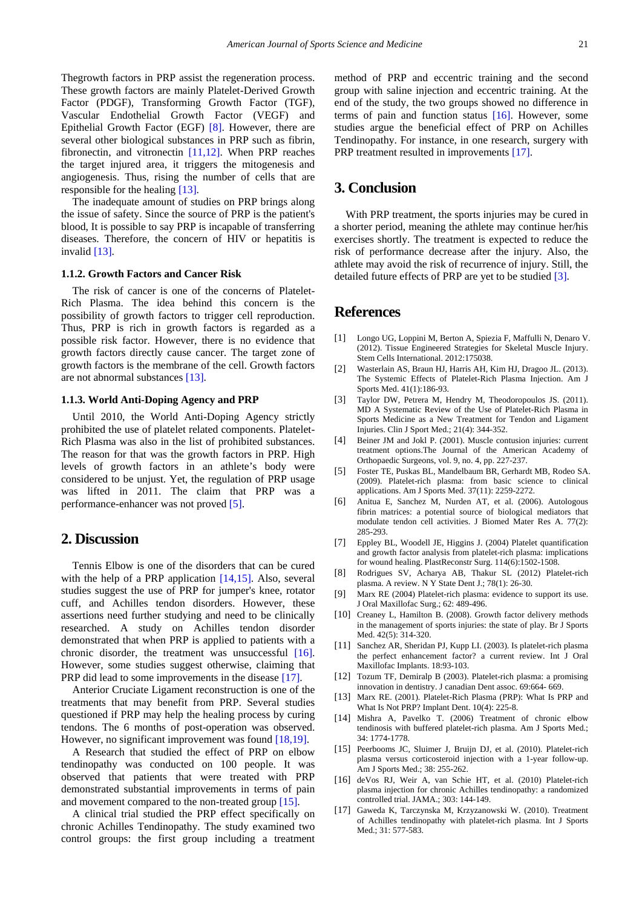Thegrowth factors in PRP assist the regeneration process. These growth factors are mainly Platelet-Derived Growth Factor (PDGF), Transforming Growth Factor (TGF), Vascular Endothelial Growth Factor (VEGF) and Epithelial Growth Factor (EGF) [8]. However, there are several other biological substances in PRP such as fibrin, fibronectin, and vitronectin [11,12]. When PRP reaches the target injured area, it triggers the mitogenesis and angiogenesis. Thus, rising the number of cells that are responsible for the healing [13].

The inadequate amount of studies on PRP brings along the issue of safety. Since the source of PRP is the patient's blood, It is possible to say PRP is incapable of transferring diseases. Therefore, the concern of HIV or hepatitis is invalid [13].

#### 1.1.2. Growth Factors and Cancer Risk

The risk of cancer is one of the concerns of Platelet-Rich Plasma. The idea behind this concern is the possibility of growth factors to trigger cell reproduction. Thus, PRP is rich in growth factors is regarded as a possible risk factor. However, there is no evidence that growth factors directly cause cancer. The target zone of growth factors is the membrane of the cell. Growth factors are not abnormal substances [13].

#### 1.1.3. World Anti-Doping Agency and PRP

Until 2010, the World Anti-Doping Agency strictly prohibited the use of platelet related components. Platelet-Rich Plasma was also in the list of prohibited substances. The reason for that was the growth factors in PRP. High levels of growth factors in an athlete's body were considered to be unjust. Yet, the regulation of PRP usage was lifted in 2011. The claim that PRP was a performance-enhancer was not proved [5].

## 2. Discussion

Tennis Elbow is one of the disorders that can be cured with the help of a PRP application [14,15]. Also, several studies suggest the use of PRP for jumper's knee, rotator cuff, and Achilles tendon disorders. However, these assertions need further studying and need to be clinically researched. A study on Achilles tendon disorder demonstrated that when PRP is applied to patients with a chronic disorder, the treatment was unsuccessful [16]. However, some studies suggest otherwise, claiming that PRP did lead to some improvements in the disease [17].

Anterior Cruciate Ligament reconstruction is one of the treatments that may benefit from PRP. Several studies questioned if PRP may help the healing process by curing tendons. The 6 months of post-operation was observed. However, no significant improvement was found [18,19].

A Research that studied the effect of PRP on elbow tendinopathy was conducted on 100 people. It was observed that patients that were treated with PRP demonstrated substantial improvements in terms of pain and movement compared to the non-treated group [15].

A clinical trial studied the PRP effect specifically on chronic Achilles Tendinopathy. The study examined two control groups: the first group including a treatment method of PRP and eccentric training and the second group with saline injection and eccentric training. At the end of the study, the two groups showed no difference in terms of pain and function status [16]. However, some studies argue the beneficial effect of PRP on Achilles Tendinopathy. For instance, in one research, surgery with PRP treatment resulted in improvements [17].

## 3. Conclusion

With PRP treatment, the sports injuries may be cured in a shorter period, meaning the athlete may continue her/his exercises shortly. The treatment is expected to reduce the risk of performance decrease after the injury. Also, the athlete may avoid the risk of recurrence of injury. Still, the detailed future effects of PRP are yet to be studied [3].

## References

[1] Longo UG, Loppini M, Berton A, Spiezia F, Maffulli N, Denaro V. (2012). Tissue Engineered Strategies for Skeletal Muscle Injury. Stem Cells International. 2012:175038.

[2] Wasterlain AS, Braun HJ, Harris AH, Kim HJ, Dragoo JL. (2013). The Systemic Effects of Platelet-Rich Plasma Injection. Am J Sports Med. 41(1):186-93.

[3] Taylor DW, Petrera M, Hendry M, Theodoropoulos JS. (2011). MD A Systematic Review of the Use of Platelet-Rich Plasma in Sports Medicine as a New Treatment for Tendon and Ligament Injuries. Clin J Sport Med.; 21(4): 344-352.

[4] Beiner JM and Jokl P. (2001). Muscle contusion injuries: current treatment options.The Journal of the American Academy of Orthopaedic Surgeons, vol. 9, no. 4, pp. 227-237.

[5] Foster TE, Puskas BL, Mandelbaum BR, Gerhardt MB, Rodeo SA. (2009). Platelet-rich plasma: from basic science to clinical applications. Am J Sports Med. 37(11): 2259-2272.

[6] Anitua E, Sanchez M, Nurden AT, et al. (2006). Autologous fibrin matrices: a potential source of biological mediators that modulate tendon cell activities. J Biomed Mater Res A. 77(2): 285-293.

[7] Eppley BL, Woodell JE, Higgins J. (2004) Platelet quantification and growth factor analysis from platelet-rich plasma: implications for wound healing. PlastReconstr Surg. 114(6):1502-1508.

[8] Rodrigues SV, Acharya AB, Thakur SL (2012) Platelet-rich plasma. A review. N Y State Dent J.; 78(1): 26-30.

[9] Marx RE (2004) Platelet-rich plasma: evidence to support its use. J Oral Maxillofac Surg.; 62: 489-496.

[10] Creaney L, Hamilton B. (2008). Growth factor delivery methods in the management of sports injuries: the state of play. Br J Sports Med. 42(5): 314-320.

[11] Sanchez AR, Sheridan PJ, Kupp LI. (2003). Is platelet-rich plasma the perfect enhancement factor? a current review. Int J Oral Maxillofac Implants. 18:93-103.

[12] Tozum TF, Demiralp B (2003). Platelet-rich plasma: a promising innovation in dentistry. J canadian Dent assoc. 69:664- 669.

[13] Marx RE. (2001). Platelet-Rich Plasma (PRP): What Is PRP and What Is Not PRP? Implant Dent. 10(4): 225-8.

[14] Mishra A, Pavelko T. (2006) Treatment of chronic elbow tendinosis with buffered platelet-rich plasma. Am J Sports Med.; 34: 1774-1778.

[15] Peerbooms JC, Sluimer J, Bruijn DJ, et al. (2010). Platelet-rich plasma versus corticosteroid injection with a 1-year follow-up. Am J Sports Med.; 38: 255-262.

[16] deVos RJ, Weir A, van Schie HT, et al. (2010) Platelet-rich plasma injection for chronic Achilles tendinopathy: a randomized controlled trial. JAMA.; 303: 144-149.

[17] Gaweda K, Tarczynska M, Krzyzanowski W. (2010). Treatment of Achilles tendinopathy with platelet-rich plasma. Int J Sports Med.; 31: 577-583.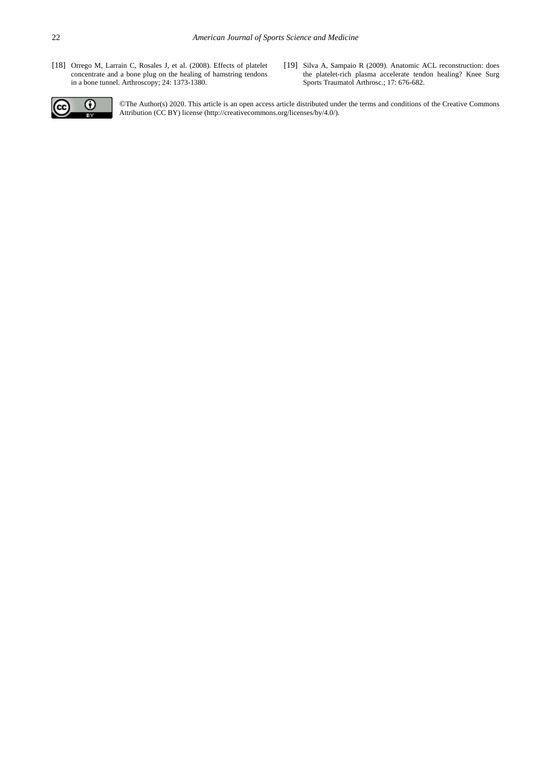[18] Orrego M, Larrain C, Rosales J, et al. (2008). Effects of platelet concentrate and a bone plug on the healing of hamstring tendons in a bone tunnel. Arthroscopy; 24: 1373-1380.

[19] Silva A, Sampaio R (2009). Anatomic ACL reconstruction: does the platelet-rich plasma accelerate tendon healing? Knee Surg Sports Traumatol Arthrosc.; 17: 676-682.

©The Author(s) 2020. This article is an open access article distributed under the terms and conditions of the Creative Commons Attribution (CC BY) license (http://creativecommons.org/licenses/by/4.0/).